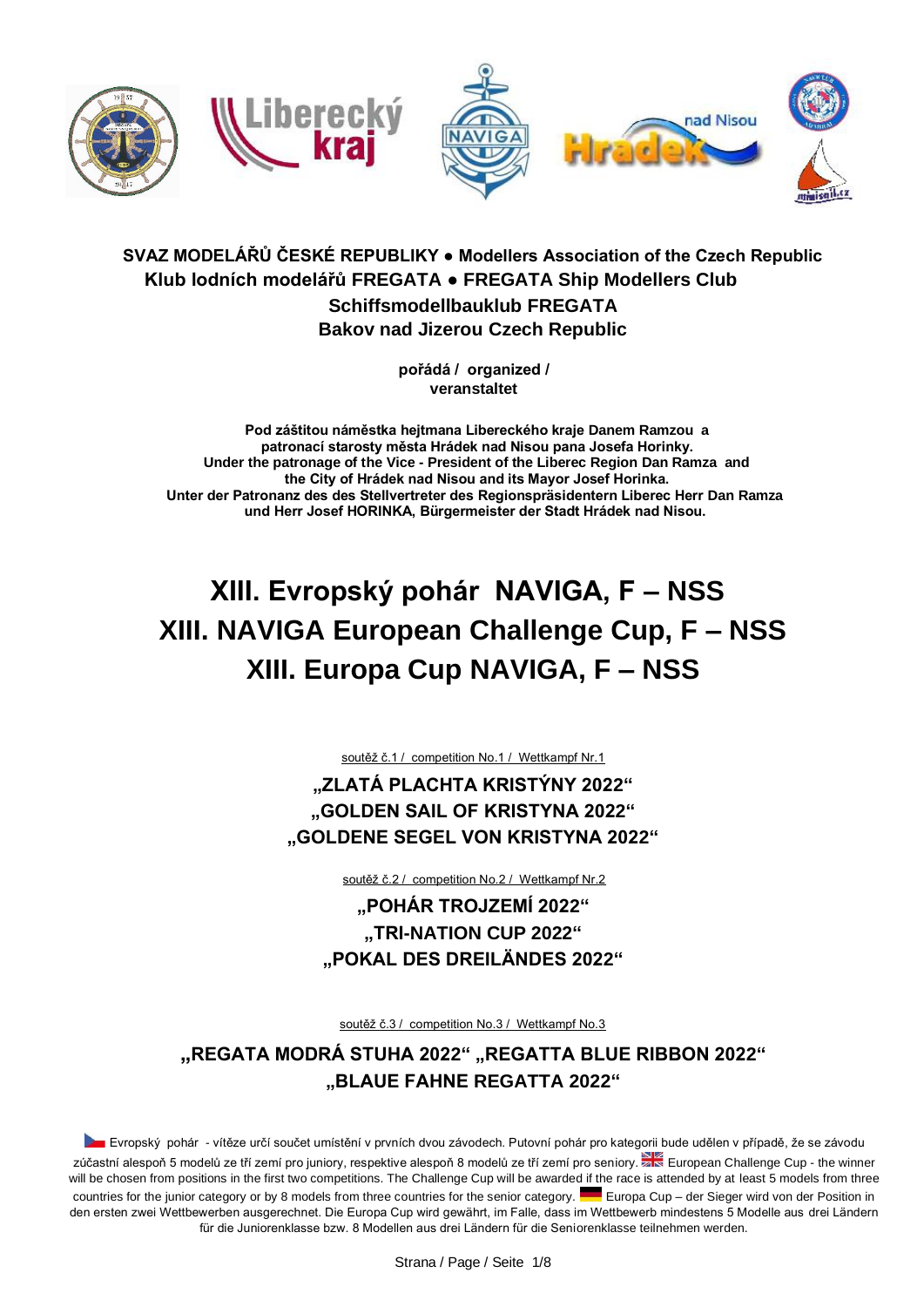**SVAZ MODELÁŘŮ ČESKÉ REPUBLIKY ● Modellers Association of the Czech Republic**
**Klub lodních modelářů FREGATA ● FREGATA Ship Modellers Club**
**Schiffsmodellbauklub FREGATA**
**Bakov nad Jizerou Czech Republic**

**pořádá / organized / veranstaltet**

**Pod záštitou náměstka hejtmana Libereckého kraje Danem Ramzou a patronací starosty města Hrádek nad Nisou pana Josefa Horinky.**
**Under the patronage of the Vice - President of the Liberec Region Dan Ramza and the City of Hrádek nad Nisou and its Mayor Josef Horinka.**
**Unter der Patronanz des des Stellvertreter des Regionspräsidentern Liberec Herr Dan Ramza und Herr Josef HORINKA, Bürgermeister der Stadt Hrádek nad Nisou.**

# XIII. Evropský pohár NAVIGA, F – NSS
# XIII. NAVIGA European Challenge Cup, F – NSS
# XIII. Europa Cup NAVIGA, F – NSS

soutěž č.1 / competition No.1 / Wettkampf Nr.1

## „ZLATÁ PLACHTA KRISTÝNY 2022“
## „GOLDEN SAIL OF KRISTYNA 2022“
## „GOLDENE SEGEL VON KRISTYNA 2022“

soutěž č.2 / competition No.2 / Wettkampf Nr.2

## „POHÁR TROJZEMÍ 2022“
## „TRI-NATION CUP 2022“
## „POKAL DES DREILÄNDES 2022“

soutěž č.3 / competition No.3 / Wettkampf No.3

## „REGATA MODRÁ STUHA 2022“ „REGATTA BLUE RIBBON 2022“
## „BLAUE FAHNE REGATTA 2022“

Evropský pohár - vítěze určí součet umístění v prvních dvou závodech. Putovní pohár pro kategorii bude udělen v případě, že se závodu zúčastní alespoň 5 modelů ze tří zemí pro juniory, respektive alespoň 8 modelů ze tří zemí pro seniory. European Challenge Cup - the winner will be chosen from positions in the first two competitions. The Challenge Cup will be awarded if the race is attended by at least 5 models from three countries for the junior category or by 8 models from three countries for the senior category. Europa Cup – der Sieger wird von der Position in den ersten zwei Wettbewerben ausgerechnet. Die Europa Cup wird gewährt, im Falle, dass im Wettbewerb mindestens 5 Modelle aus drei Ländern für die Juniorenklasse bzw. 8 Modellen aus drei Ländern für die Seniorenklasse teilnehmen werden.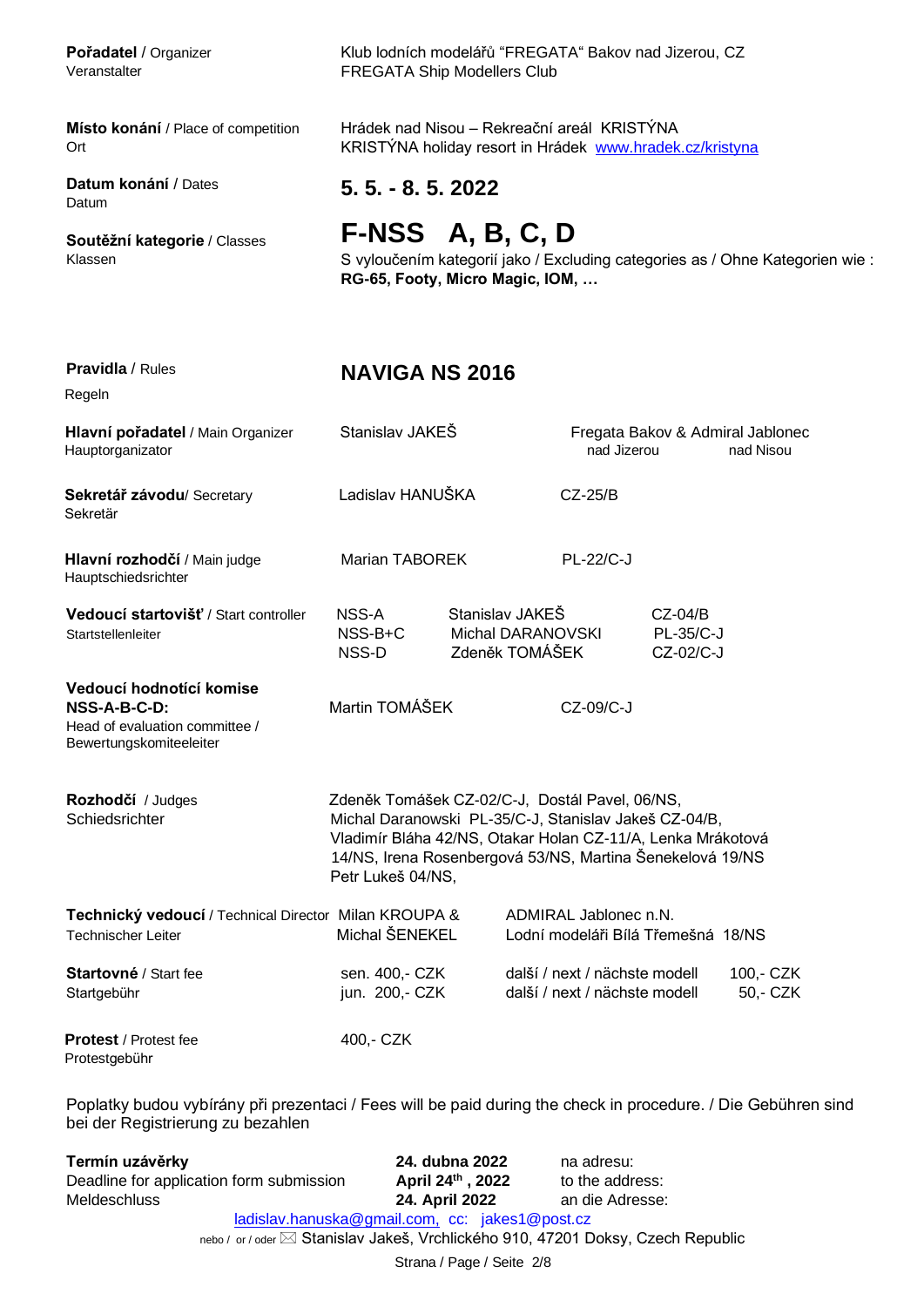| | |
|---|---|
| **Pořadatel** / Organizer<br>Veranstalter | Klub lodních modelářů "FREGATA" Bakov nad Jizerou, CZ<br>FREGATA Ship Modellers Club |
| **Místo konání** / Place of competition<br>Ort | Hrádek nad Nisou – Rekreační areál KRISTÝNA<br>KRISTÝNA holiday resort in Hrádek [www.hradek.cz/kristyna](http://www.hradek.cz/kristyna) |
| **Datum konání** / Dates<br>Datum | **5. 5. - 8. 5. 2022** |
| **Soutěžní kategorie** / Classes<br>Klassen | **F-NSS A, B, C, D**<br>S vyloučením kategorií jako / Excluding categories as / Ohne Kategorien wie :<br>**RG-65, Footy, Micro Magic, IOM, …** |
| **Pravidla** / Rules<br>Regeln | **NAVIGA NS 2016** |

| | | | |
|---|---|---|---|
| **Hlavní pořadatel** / Main Organizer<br>Hauptorganizator | Stanislav JAKEŠ | Fregata Bakov nad Jizerou & Admiral Jablonec nad Nisou | |
| **Sekretář závodu**/ Secretary<br>Sekretär | Ladislav HANUŠKA | CZ-25/B | |
| **Hlavní rozhodčí** / Main judge<br>Hauptschiedsrichter | Marian TABOREK | PL-22/C-J | |
| **Vedoucí startovišť** / Start controller<br>Startstellenleiter | NSS-A | Stanislav JAKEŠ | CZ-04/B |
| | NSS-B+C | Michal DARANOVSKI | PL-35/C-J |
| | NSS-D | Zdeněk TOMÁŠEK | CZ-02/C-J |
| **Vedoucí hodnotící komise NSS-A-B-C-D:**<br>Head of evaluation committee /<br>Bewertungskomiteeleiter | Martin TOMÁŠEK | CZ-09/C-J | |

**Rozhodčí** / Judges
Schiedsrichter

Zdeněk Tomášek CZ-02/C-J, Dostál Pavel, 06/NS, Michal Daranowski PL-35/C-J, Stanislav Jakeš CZ-04/B, Vladimír Bláha 42/NS, Otakar Holan CZ-11/A, Lenka Mrákotová 14/NS, Irena Rosenbergová 53/NS, Martina Šenekelová 19/NS Petr Lukeš 04/NS,

| | | |
|---|---|---|
| **Technický vedoucí** / Technical Director<br>Technischer Leiter | Milan KROUPA &<br>Michal ŠENEKEL | ADMIRAL Jablonec n.N.<br>Lodní modeláři Bílá Třemešná 18/NS |
| **Startovné** / Start fee<br>Startgebühr | sen. 400,- CZK<br>jun. 200,- CZK | další / next / nächste modell 100,- CZK<br>další / next / nächste modell 50,- CZK |
| **Protest** / Protest fee<br>Protestgebühr | 400,- CZK | |

Poplatky budou vybírány při prezentaci / Fees will be paid during the check in procedure. / Die Gebühren sind bei der Registrierung zu bezahlen

| | | |
|---|---|---|
| **Termín uzávěrky** | **24. dubna 2022** | na adresu: |
| Deadline for application form submission | **April 24th , 2022** | to the address: |
| Meldeschluss | **24. April 2022** | an die Adresse: |

[ladislav.hanuska@gmail.com](mailto:ladislav.hanuska@gmail.com), cc: [jakes1@post.cz](mailto:jakes1@post.cz)

nebo / or / oder ✉ Stanislav Jakeš, Vrchlického 910, 47201 Doksy, Czech Republic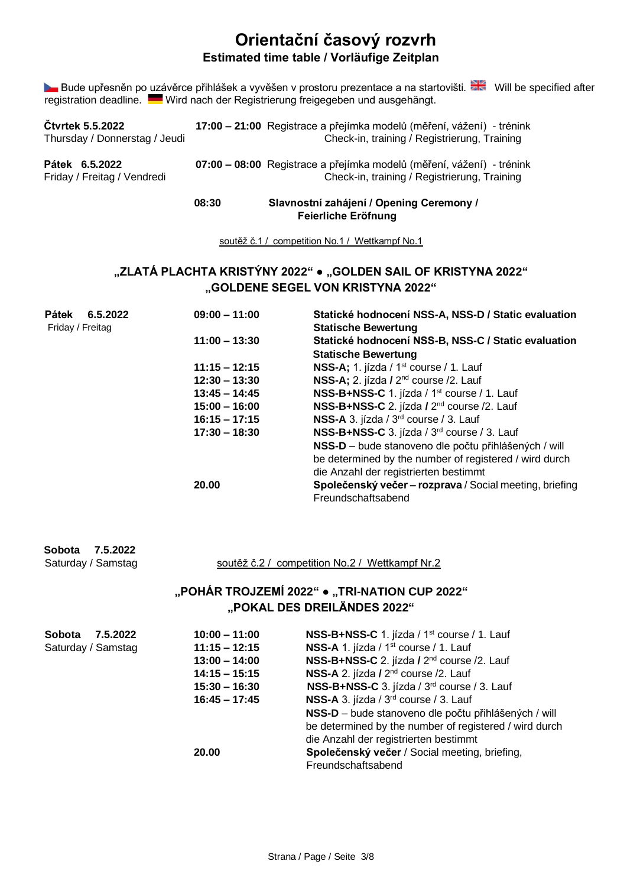# Orientační časový rozvrh

## Estimated time table / Vorläufige Zeitplan

Bude upřesněn po uzávěrce přihlášek a vyvěšen v prostoru prezentace a na startovišti. Will be specified after registration deadline. Wird nach der Registrierung freigegeben und ausgehängt.

| | | |
|---|---|---|
| **Čtvrtek 5.5.2022** Thursday / Donnerstag / Jeudi | **17:00 – 21:00** | Registrace a přejímka modelů (měření, vážení) - trénink Check-in, training / Registrierung, Training |
| **Pátek 6.5.2022** Friday / Freitag / Vendredi | **07:00 – 08:00** | Registrace a přejímka modelů (měření, vážení) - trénink Check-in, training / Registrierung, Training |
| | **08:30** | **Slavnostní zahájení / Opening Ceremony / Feierliche Eröfnung** |

soutěž č.1 / competition No.1 / Wettkampf No.1

### „ZLATÁ PLACHTA KRISTÝNY 2022" • „GOLDEN SAIL OF KRISTYNA 2022" „GOLDENE SEGEL VON KRISTYNA 2022"

| | | |
|---|---|---|
| **Pátek 6.5.2022** Friday / Freitag | **09:00 – 11:00** | **Statické hodnocení NSS-A, NSS-D / Static evaluation Statische Bewertung** |
| | **11:00 – 13:30** | **Statické hodnocení NSS-B, NSS-C / Static evaluation Statische Bewertung** |
| | **11:15 – 12:15** | **NSS-A;** 1. jízda / 1st course / 1. Lauf |
| | **12:30 – 13:30** | **NSS-A;** 2. jízda **/** 2nd course /2. Lauf |
| | **13:45 – 14:45** | **NSS-B+NSS-C** 1. jízda / 1st course / 1. Lauf |
| | **15:00 – 16:00** | **NSS-B+NSS-C** 2. jízda **/** 2nd course /2. Lauf |
| | **16:15 – 17:15** | **NSS-A** 3. jízda / 3rd course / 3. Lauf |
| | **17:30 – 18:30** | **NSS-B+NSS-C** 3. jízda / 3rd course / 3. Lauf |
| | | **NSS-D** – bude stanoveno dle počtu přihlášených / will be determined by the number of registered / wird durch die Anzahl der registrierten bestimmt |
| | **20.00** | **Společenský večer – rozprava** / Social meeting, briefing Freundschaftsabend |

**Sobota 7.5.2022**
Saturday / Samstag

soutěž č.2 / competition No.2 / Wettkampf Nr.2

### „POHÁR TROJZEMÍ 2022" • „TRI-NATION CUP 2022" „POKAL DES DREILÄNDES 2022"

| | | |
|---|---|---|
| **Sobota 7.5.2022** Saturday / Samstag | **10:00 – 11:00** | **NSS-B+NSS-C** 1. jízda / 1st course / 1. Lauf |
| | **11:15 – 12:15** | **NSS-A** 1. jízda / 1st course / 1. Lauf |
| | **13:00 – 14:00** | **NSS-B+NSS-C** 2. jízda **/** 2nd course /2. Lauf |
| | **14:15 – 15:15** | **NSS-A** 2. jízda **/** 2nd course /2. Lauf |
| | **15:30 – 16:30** | **NSS-B+NSS-C** 3. jízda / 3rd course / 3. Lauf |
| | **16:45 – 17:45** | **NSS-A** 3. jízda / 3rd course / 3. Lauf |
| | | **NSS-D** – bude stanoveno dle počtu přihlášených / will be determined by the number of registered / wird durch die Anzahl der registrierten bestimmt |
| | **20.00** | **Společenský večer** / Social meeting, briefing, Freundschaftsabend |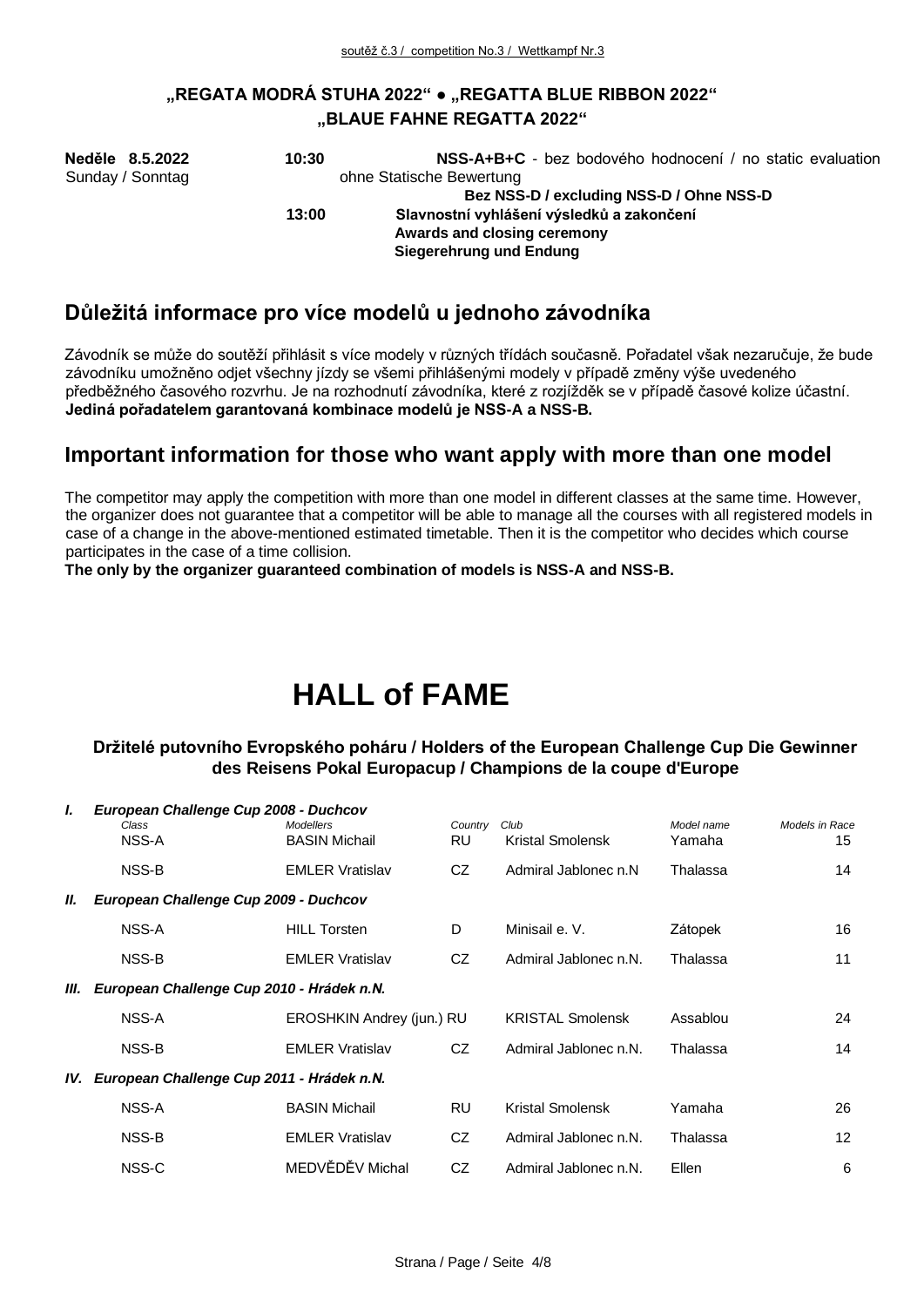soutěž č.3 / competition No.3 / Wettkampf Nr.3

## „REGATA MODRÁ STUHA 2022" ● „REGATTA BLUE RIBBON 2022" „BLAUE FAHNE REGATTA 2022"

**Neděle 8.5.2022** Sunday / Sonntag

**10:30** **NSS-A+B+C** - bez bodového hodnocení / no static evaluation ohne Statische Bewertung

**Bez NSS-D / excluding NSS-D / Ohne NSS-D**

**13:00** **Slavnostní vyhlášení výsledků a zakončení**
**Awards and closing ceremony**
**Siegerehrung und Endung**

## Důležitá informace pro více modelů u jednoho závodníka

Závodník se může do soutěží přihlásit s více modely v různých třídách současně. Pořadatel však nezaručuje, že bude závodníku umožněno odjet všechny jízdy se všemi přihlášenými modely v případě změny výše uvedeného předběžného časového rozvrhu. Je na rozhodnutí závodníka, které z rozjížděk se v případě časové kolize účastní.
**Jediná pořadatelem garantovaná kombinace modelů je NSS-A a NSS-B.**

## Important information for those who want apply with more than one model

The competitor may apply the competition with more than one model in different classes at the same time. However, the organizer does not guarantee that a competitor will be able to manage all the courses with all registered models in case of a change in the above-mentioned estimated timetable. Then it is the competitor who decides which course participates in the case of a time collision.
**The only by the organizer guaranteed combination of models is NSS-A and NSS-B.**

# HALL of FAME

### Držitelé putovního Evropského poháru / Holders of the European Challenge Cup Die Gewinner des Reisens Pokal Europacup / Champions de la coupe d'Europe

| | Class | Modellers | Country | Club | Model name | Models in Race |
|---|---|---|---|---|---|---|
| ***I.*** | ***European Challenge Cup 2008 - Duchcov*** | | | | | |
| | NSS-A | BASIN Michail | RU | Kristal Smolensk | Yamaha | 15 |
| | NSS-B | EMLER Vratislav | CZ | Admiral Jablonec n.N | Thalassa | 14 |
| ***II.*** | ***European Challenge Cup 2009 - Duchcov*** | | | | | |
| | NSS-A | HILL Torsten | D | Minisail e. V. | Zátopek | 16 |
| | NSS-B | EMLER Vratislav | CZ | Admiral Jablonec n.N. | Thalassa | 11 |
| ***III.*** | ***European Challenge Cup 2010 - Hrádek n.N.*** | | | | | |
| | NSS-A | EROSHKIN Andrey (jun.) | RU | KRISTAL Smolensk | Assablou | 24 |
| | NSS-B | EMLER Vratislav | CZ | Admiral Jablonec n.N. | Thalassa | 14 |
| ***IV.*** | ***European Challenge Cup 2011 - Hrádek n.N.*** | | | | | |
| | NSS-A | BASIN Michail | RU | Kristal Smolensk | Yamaha | 26 |
| | NSS-B | EMLER Vratislav | CZ | Admiral Jablonec n.N. | Thalassa | 12 |
| | NSS-C | MEDVĚDĚV Michal | CZ | Admiral Jablonec n.N. | Ellen | 6 |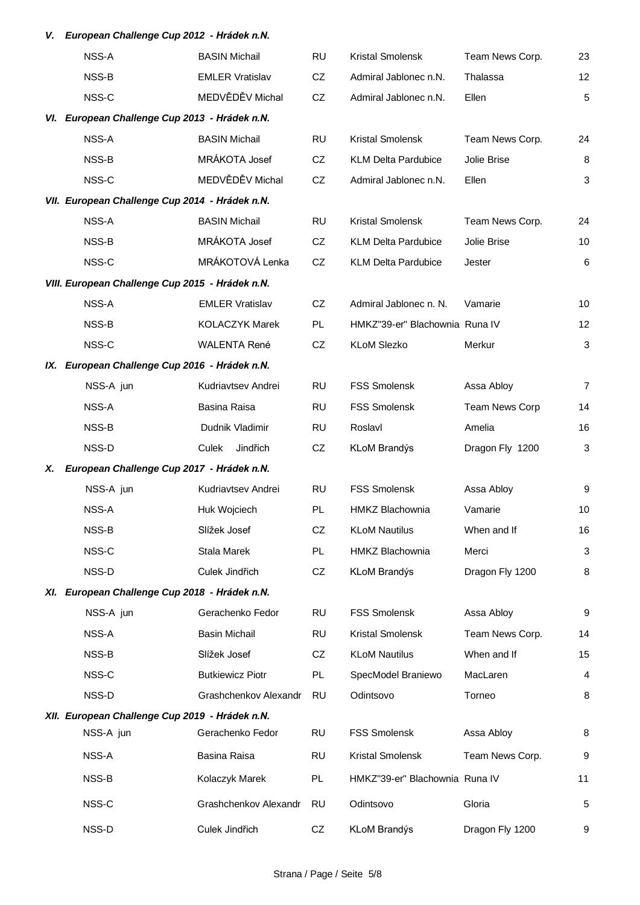### V. European Challenge Cup 2012 - Hrádek n.N.

| | | | | | |
|---|---|---|---|---|---|
| NSS-A | BASIN Michail | RU | Kristal Smolensk | Team News Corp. | 23 |
| NSS-B | EMLER Vratislav | CZ | Admiral Jablonec n.N. | Thalassa | 12 |
| NSS-C | MEDVĚDĚV Michal | CZ | Admiral Jablonec n.N. | Ellen | 5 |

### VI. European Challenge Cup 2013 - Hrádek n.N.

| | | | | | |
|---|---|---|---|---|---|
| NSS-A | BASIN Michail | RU | Kristal Smolensk | Team News Corp. | 24 |
| NSS-B | MRÁKOTA Josef | CZ | KLM Delta Pardubice | Jolie Brise | 8 |
| NSS-C | MEDVĚDĚV Michal | CZ | Admiral Jablonec n.N. | Ellen | 3 |

### VII. European Challenge Cup 2014 - Hrádek n.N.

| | | | | | |
|---|---|---|---|---|---|
| NSS-A | BASIN Michail | RU | Kristal Smolensk | Team News Corp. | 24 |
| NSS-B | MRÁKOTA Josef | CZ | KLM Delta Pardubice | Jolie Brise | 10 |
| NSS-C | MRÁKOTOVÁ Lenka | CZ | KLM Delta Pardubice | Jester | 6 |

### VIII. European Challenge Cup 2015 - Hrádek n.N.

| | | | | | |
|---|---|---|---|---|---|
| NSS-A | EMLER Vratislav | CZ | Admiral Jablonec n. N. | Vamarie | 10 |
| NSS-B | KOLACZYK Marek | PL | HMKZ"39-er" Blachownia | Runa IV | 12 |
| NSS-C | WALENTA René | CZ | KLoM Slezko | Merkur | 3 |

### IX. European Challenge Cup 2016 - Hrádek n.N.

| | | | | | |
|---|---|---|---|---|---|
| NSS-A jun | Kudriavtsev Andrei | RU | FSS Smolensk | Assa Abloy | 7 |
| NSS-A | Basina Raisa | RU | FSS Smolensk | Team News Corp | 14 |
| NSS-B | Dudnik Vladimir | RU | Roslavl | Amelia | 16 |
| NSS-D | Culek Jindřich | CZ | KLoM Brandýs | Dragon Fly 1200 | 3 |

### X. European Challenge Cup 2017 - Hrádek n.N.

| | | | | | |
|---|---|---|---|---|---|
| NSS-A jun | Kudriavtsev Andrei | RU | FSS Smolensk | Assa Abloy | 9 |
| NSS-A | Huk Wojciech | PL | HMKZ Blachownia | Vamarie | 10 |
| NSS-B | Slížek Josef | CZ | KLoM Nautilus | When and If | 16 |
| NSS-C | Stala Marek | PL | HMKZ Blachownia | Merci | 3 |
| NSS-D | Culek Jindřich | CZ | KLoM Brandýs | Dragon Fly 1200 | 8 |

### XI. European Challenge Cup 2018 - Hrádek n.N.

| | | | | | |
|---|---|---|---|---|---|
| NSS-A jun | Gerachenko Fedor | RU | FSS Smolensk | Assa Abloy | 9 |
| NSS-A | Basin Michail | RU | Kristal Smolensk | Team News Corp. | 14 |
| NSS-B | Slížek Josef | CZ | KLoM Nautilus | When and If | 15 |
| NSS-C | Butkiewicz Piotr | PL | SpecModel Braniewo | MacLaren | 4 |
| NSS-D | Grashchenkov Alexandr | RU | Odintsovo | Torneo | 8 |

### XII. European Challenge Cup 2019 - Hrádek n.N.

| | | | | | |
|---|---|---|---|---|---|
| NSS-A jun | Gerachenko Fedor | RU | FSS Smolensk | Assa Abloy | 8 |
| NSS-A | Basina Raisa | RU | Kristal Smolensk | Team News Corp. | 9 |
| NSS-B | Kolaczyk Marek | PL | HMKZ"39-er" Blachownia | Runa IV | 11 |
| NSS-C | Grashchenkov Alexandr | RU | Odintsovo | Gloria | 5 |
| NSS-D | Culek Jindřich | CZ | KLoM Brandýs | Dragon Fly 1200 | 9 |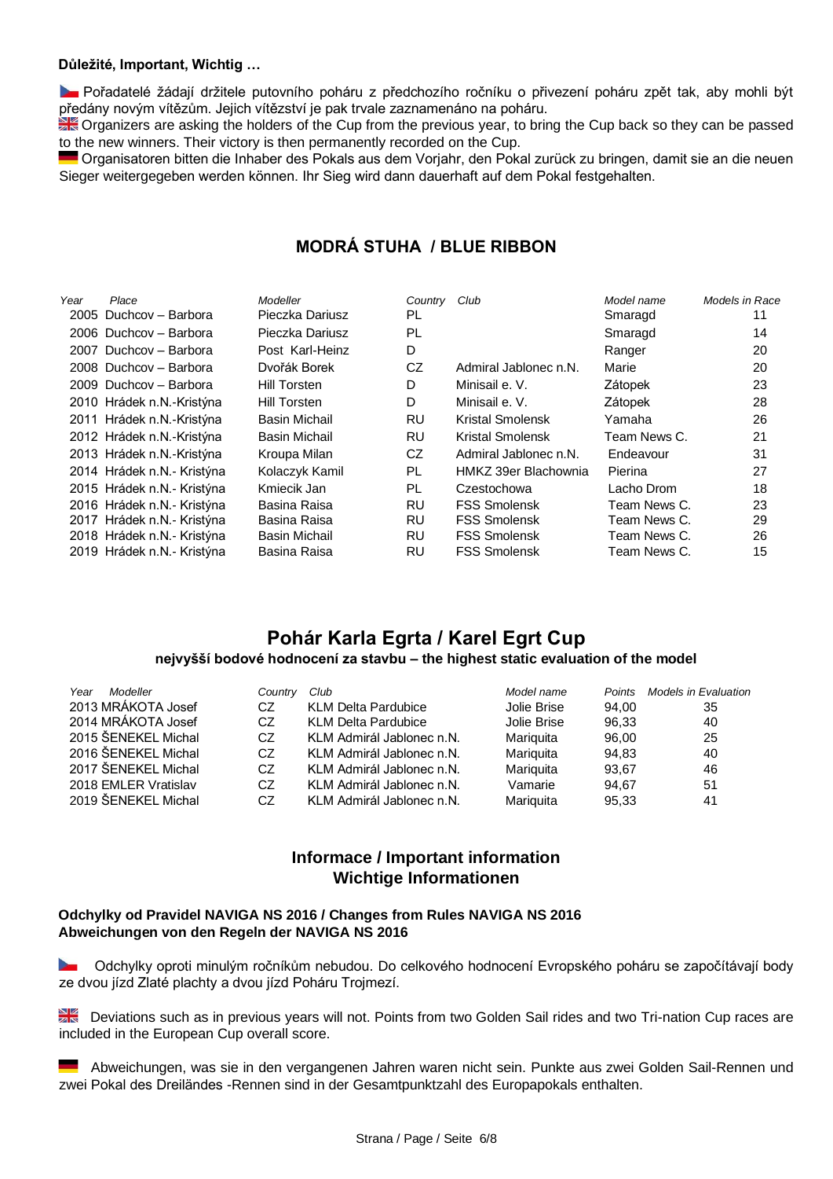**Důležité, Important, Wichtig …**

Pořadatelé žádají držitele putovního poháru z předchozího ročníku o přivezení poháru zpět tak, aby mohli být předány novým vítězům. Jejich vítězství je pak trvale zaznamenáno na poháru.

Organizers are asking the holders of the Cup from the previous year, to bring the Cup back so they can be passed to the new winners. Their victory is then permanently recorded on the Cup.

Organisatoren bitten die Inhaber des Pokals aus dem Vorjahr, den Pokal zurück zu bringen, damit sie an die neuen Sieger weitergegeben werden können. Ihr Sieg wird dann dauerhaft auf dem Pokal festgehalten.

## MODRÁ STUHA / BLUE RIBBON

| *Year* | *Place* | *Modeller* | *Country* | *Club* | *Model name* | *Models in Race* |
|---|---|---|---|---|---|---|
| 2005 | Duchcov – Barbora | Pieczka Dariusz | PL | | Smaragd | 11 |
| 2006 | Duchcov – Barbora | Pieczka Dariusz | PL | | Smaragd | 14 |
| 2007 | Duchcov – Barbora | Post Karl-Heinz | D | | Ranger | 20 |
| 2008 | Duchcov – Barbora | Dvořák Borek | CZ | Admiral Jablonec n.N. | Marie | 20 |
| 2009 | Duchcov – Barbora | Hill Torsten | D | Minisail e. V. | Zátopek | 23 |
| 2010 | Hrádek n.N.-Kristýna | Hill Torsten | D | Minisail e. V. | Zátopek | 28 |
| 2011 | Hrádek n.N.-Kristýna | Basin Michail | RU | Kristal Smolensk | Yamaha | 26 |
| 2012 | Hrádek n.N.-Kristýna | Basin Michail | RU | Kristal Smolensk | Team News C. | 21 |
| 2013 | Hrádek n.N.-Kristýna | Kroupa Milan | CZ | Admiral Jablonec n.N. | Endeavour | 31 |
| 2014 | Hrádek n.N.- Kristýna | Kolaczyk Kamil | PL | HMKZ 39er Blachownia | Pierina | 27 |
| 2015 | Hrádek n.N.- Kristýna | Kmiecik Jan | PL | Czestochowa | Lacho Drom | 18 |
| 2016 | Hrádek n.N.- Kristýna | Basina Raisa | RU | FSS Smolensk | Team News C. | 23 |
| 2017 | Hrádek n.N.- Kristýna | Basina Raisa | RU | FSS Smolensk | Team News C. | 29 |
| 2018 | Hrádek n.N.- Kristýna | Basin Michail | RU | FSS Smolensk | Team News C. | 26 |
| 2019 | Hrádek n.N.- Kristýna | Basina Raisa | RU | FSS Smolensk | Team News C. | 15 |

## Pohár Karla Egrta / Karel Egrt Cup

**nejvyšší bodové hodnocení za stavbu – the highest static evaluation of the model**

| *Year* | *Modeller* | *Country* | *Club* | *Model name* | *Points* | *Models in Evaluation* |
|---|---|---|---|---|---|---|
| 2013 | MRÁKOTA Josef | CZ | KLM Delta Pardubice | Jolie Brise | 94,00 | 35 |
| 2014 | MRÁKOTA Josef | CZ | KLM Delta Pardubice | Jolie Brise | 96,33 | 40 |
| 2015 | ŠENEKEL Michal | CZ | KLM Admirál Jablonec n.N. | Mariquita | 96,00 | 25 |
| 2016 | ŠENEKEL Michal | CZ | KLM Admirál Jablonec n.N. | Mariquita | 94,83 | 40 |
| 2017 | ŠENEKEL Michal | CZ | KLM Admirál Jablonec n.N. | Mariquita | 93,67 | 46 |
| 2018 | EMLER Vratislav | CZ | KLM Admirál Jablonec n.N. | Vamarie | 94,67 | 51 |
| 2019 | ŠENEKEL Michal | CZ | KLM Admirál Jablonec n.N. | Mariquita | 95,33 | 41 |

## Informace / Important information
## Wichtige Informationen

**Odchylky od Pravidel NAVIGA NS 2016 / Changes from Rules NAVIGA NS 2016**
**Abweichungen von den Regeln der NAVIGA NS 2016**

Odchylky oproti minulým ročníkům nebudou. Do celkového hodnocení Evropského poháru se započítávají body ze dvou jízd Zlaté plachty a dvou jízd Poháru Trojmezí.

Deviations such as in previous years will not. Points from two Golden Sail rides and two Tri-nation Cup races are included in the European Cup overall score.

Abweichungen, was sie in den vergangenen Jahren waren nicht sein. Punkte aus zwei Golden Sail-Rennen und zwei Pokal des Dreiländes -Rennen sind in der Gesamtpunktzahl des Europapokals enthalten.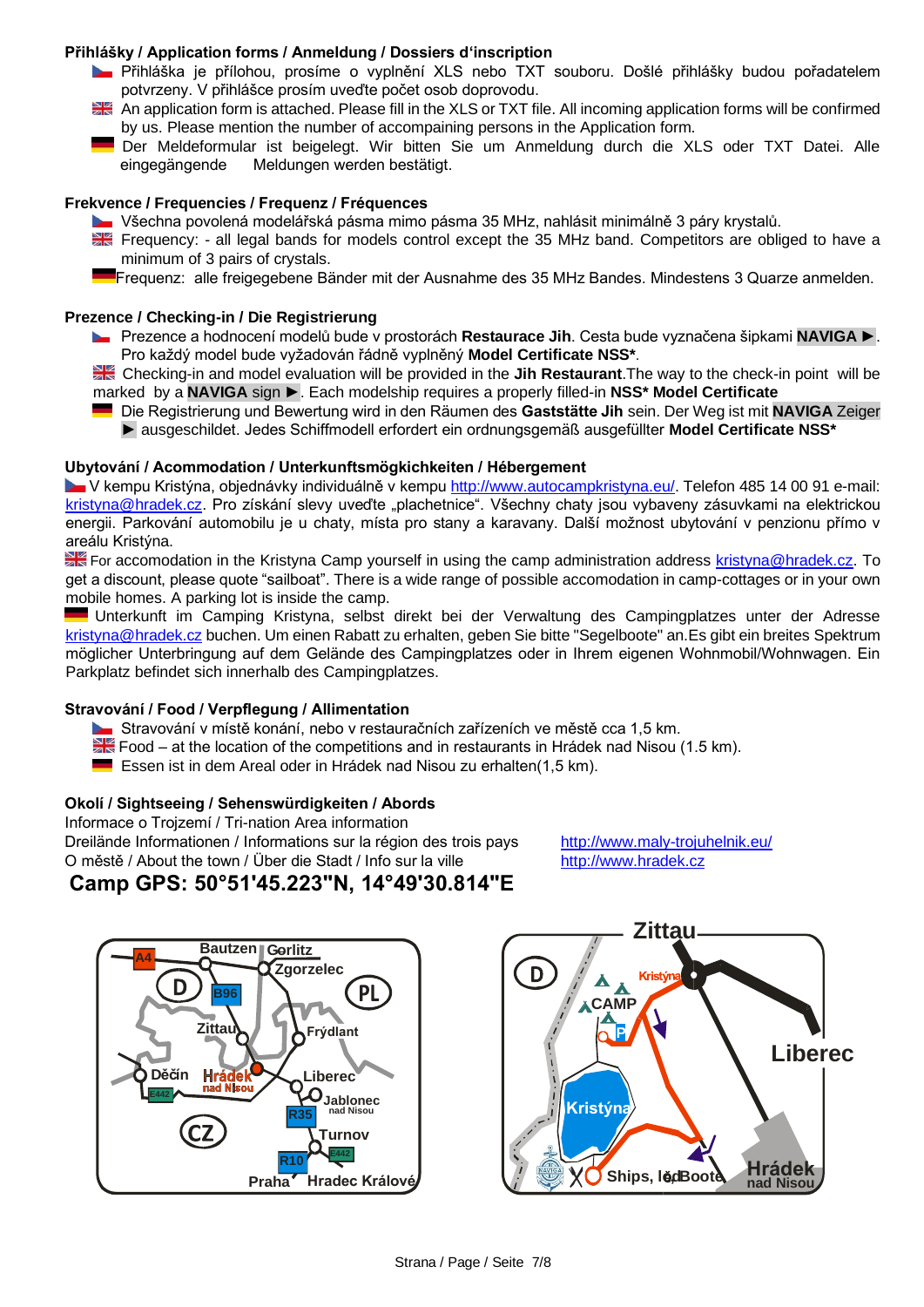**Přihlášky / Application forms / Anmeldung / Dossiers d'inscription**

- Přihláška je přílohou, prosíme o vyplnění XLS nebo TXT souboru. Došlé přihlášky budou pořadatelem potvrzeny. V přihlášce prosím uveďte počet osob doprovodu.
- An application form is attached. Please fill in the XLS or TXT file. All incoming application forms will be confirmed by us. Please mention the number of accompaining persons in the Application form.
- Der Meldeformular ist beigelegt. Wir bitten Sie um Anmeldung durch die XLS oder TXT Datei. Alle eingegängende Meldungen werden bestätigt.

**Frekvence / Frequencies / Frequenz / Fréquences**

- Všechna povolená modelářská pásma mimo pásma 35 MHz, nahlásit minimálně 3 páry krystalů.
- Frequency: - all legal bands for models control except the 35 MHz band. Competitors are obliged to have a minimum of 3 pairs of crystals.
- Frequenz: alle freigegebene Bänder mit der Ausnahme des 35 MHz Bandes. Mindestens 3 Quarze anmelden.

**Prezence / Checking-in / Die Registrierung**

- Prezence a hodnocení modelů bude v prostorách **Restaurace Jih**. Cesta bude vyznačena šipkami **NAVIGA ►**. Pro každý model bude vyžadován řádně vyplněný **Model Certificate NSS***.
- Checking-in and model evaluation will be provided in the **Jih Restaurant**.The way to the check-in point will be marked by a **NAVIGA** sign **►**. Each modelship requires a properly filled-in **NSS* Model Certificate**
- Die Registrierung und Bewertung wird in den Räumen des **Gaststätte Jih** sein. Der Weg ist mit **NAVIGA** Zeiger **►** ausgeschildet. Jedes Schiffmodell erfordert ein ordnungsgemäß ausgefüllter **Model Certificate NSS***

**Ubytování / Acommodation / Unterkunftsmögkichkeiten / Hébergement**

V kempu Kristýna, objednávky individuálně v kempu http://www.autocampkristyna.eu/. Telefon 485 14 00 91 e-mail: kristyna@hradek.cz. Pro získání slevy uveďte „plachetnice". Všechny chaty jsou vybaveny zásuvkami na elektrickou energii. Parkování automobilu je u chaty, místa pro stany a karavany. Další možnost ubytování v penzionu přímo v areálu Kristýna.

For accomodation in the Kristyna Camp yourself in using the camp administration address kristyna@hradek.cz. To get a discount, please quote "sailboat". There is a wide range of possible accomodation in camp-cottages or in your own mobile homes. A parking lot is inside the camp.

Unterkunft im Camping Kristyna, selbst direkt bei der Verwaltung des Campingplatzes unter der Adresse kristyna@hradek.cz buchen. Um einen Rabatt zu erhalten, geben Sie bitte "Segelboote" an.Es gibt ein breites Spektrum möglicher Unterbringung auf dem Gelände des Campingplatzes oder in Ihrem eigenen Wohnmobil/Wohnwagen. Ein Parkplatz befindet sich innerhalb des Campingplatzes.

**Stravování / Food / Verpflegung / Allimentation**

- Stravování v místě konání, nebo v restauračních zařízeních ve městě cca 1,5 km.
- Food – at the location of the competitions and in restaurants in Hrádek nad Nisou (1.5 km).
- Essen ist in dem Areal oder in Hrádek nad Nisou zu erhalten(1,5 km).

**Okolí / Sightseeing / Sehenswürdigkeiten / Abords**

Informace o Trojzemí / Tri-nation Area information
Dreilände Informationen / Informations sur la région des trois pays — http://www.maly-trojuhelnik.eu/
O městě / About the town / Über die Stadt / Info sur la ville — http://www.hradek.cz

## Camp GPS: 50°51'45.223"N, 14°49'30.814"E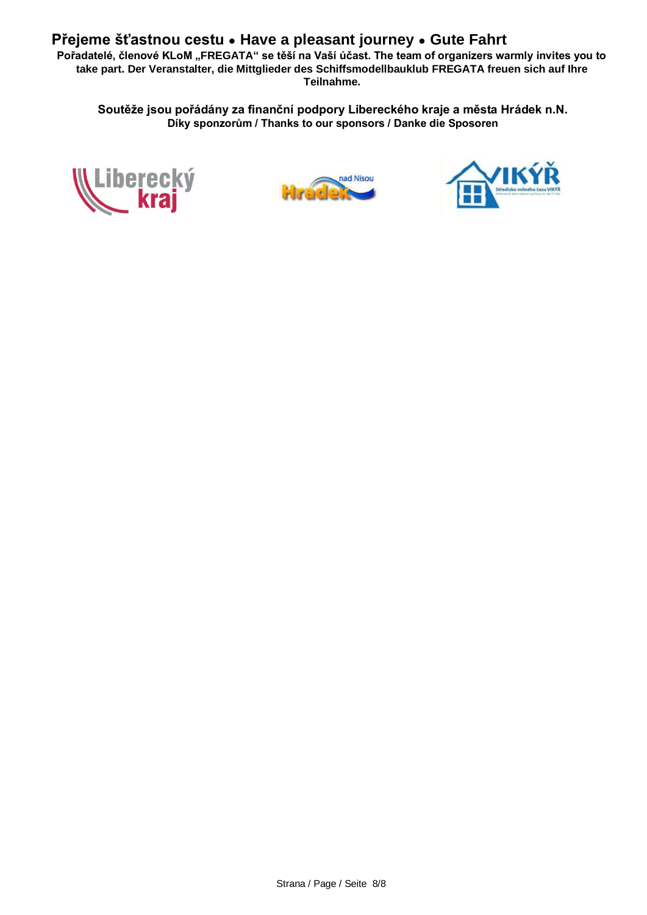## Přejeme šťastnou cestu • Have a pleasant journey • Gute Fahrt

**Pořadatelé, členové KLoM „FREGATA“ se těší na Vaší účast. The team of organizers warmly invites you to take part. Der Veranstalter, die Mittglieder des Schiffsmodellbauklub FREGATA freuen sich auf Ihre Teilnahme.**

**Soutěže jsou pořádány za finanční podpory Libereckého kraje a města Hrádek n.N.**
**Díky sponzorům / Thanks to our sponsors / Danke die Sposoren**